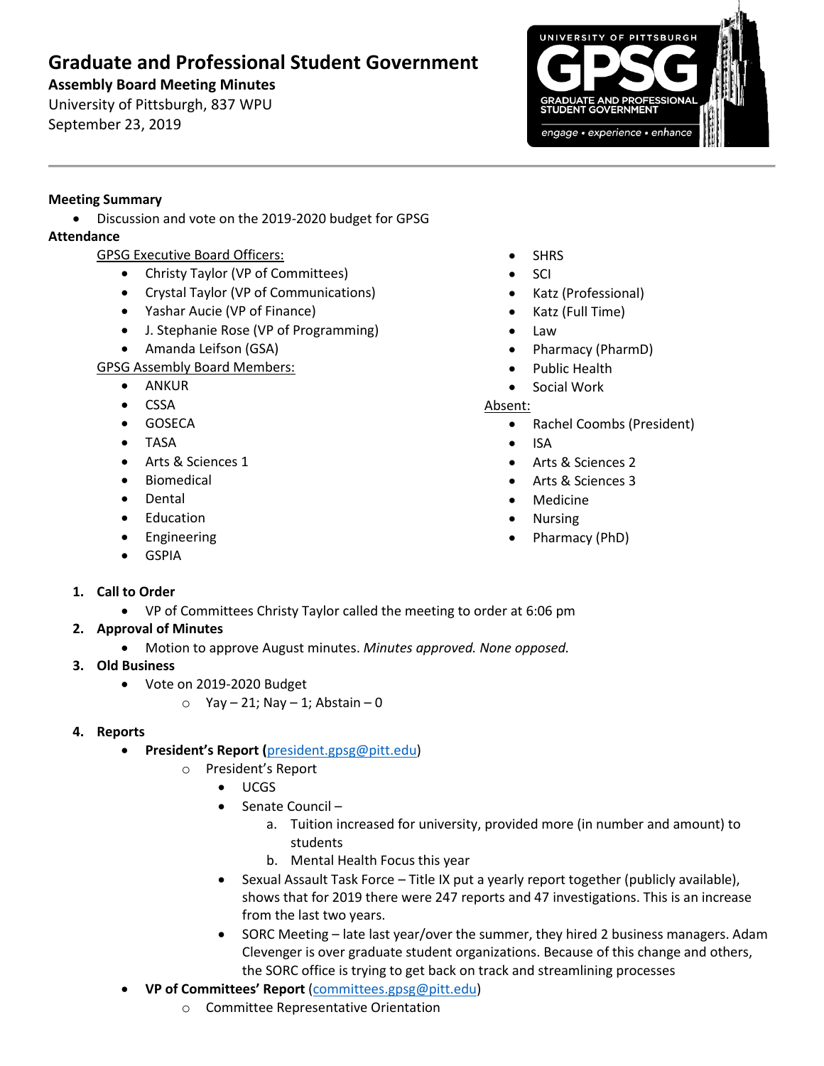# Graduate and Professional Student Government

**Assembly Board Meeting Minutes**

University of Pittsburgh, 837 WPU

September 23, 2019

**Meeting Summary**

- Discussion and vote on the 2019-2020 budget for GPSG

**Attendance**

GPSG Executive Board Officers:

- Christy Taylor (VP of Committees)
- Crystal Taylor (VP of Communications)
- Yashar Aucie (VP of Finance)
- J. Stephanie Rose (VP of Programming)
- Amanda Leifson (GSA)

GPSG Assembly Board Members:

- ANKUR
- CSSA
- GOSECA
- TASA
- Arts & Sciences 1
- Biomedical
- Dental
- Education
- Engineering
- GSPIA
- SHRS
- SCI
- Katz (Professional)
- Katz (Full Time)
- Law
- Pharmacy (PharmD)
- Public Health
- Social Work

Absent:

- Rachel Coombs (President)
- ISA
- Arts & Sciences 2
- Arts & Sciences 3
- Medicine
- Nursing
- Pharmacy (PhD)

1. **Call to Order**
   - VP of Committees Christy Taylor called the meeting to order at 6:06 pm
2. **Approval of Minutes**
   - Motion to approve August minutes. *Minutes approved. None opposed.*
3. **Old Business**
   - Vote on 2019-2020 Budget
     - Yay – 21; Nay – 1; Abstain – 0
4. **Reports**
   - **President's Report (**president.gpsg@pitt.edu)
     - President's Report
       - UCGS
       - Senate Council –
         a. Tuition increased for university, provided more (in number and amount) to students
         b. Mental Health Focus this year
       - Sexual Assault Task Force – Title IX put a yearly report together (publicly available), shows that for 2019 there were 247 reports and 47 investigations. This is an increase from the last two years.
       - SORC Meeting – late last year/over the summer, they hired 2 business managers. Adam Clevenger is over graduate student organizations. Because of this change and others, the SORC office is trying to get back on track and streamlining processes
   - **VP of Committees' Report** (committees.gpsg@pitt.edu)
     - Committee Representative Orientation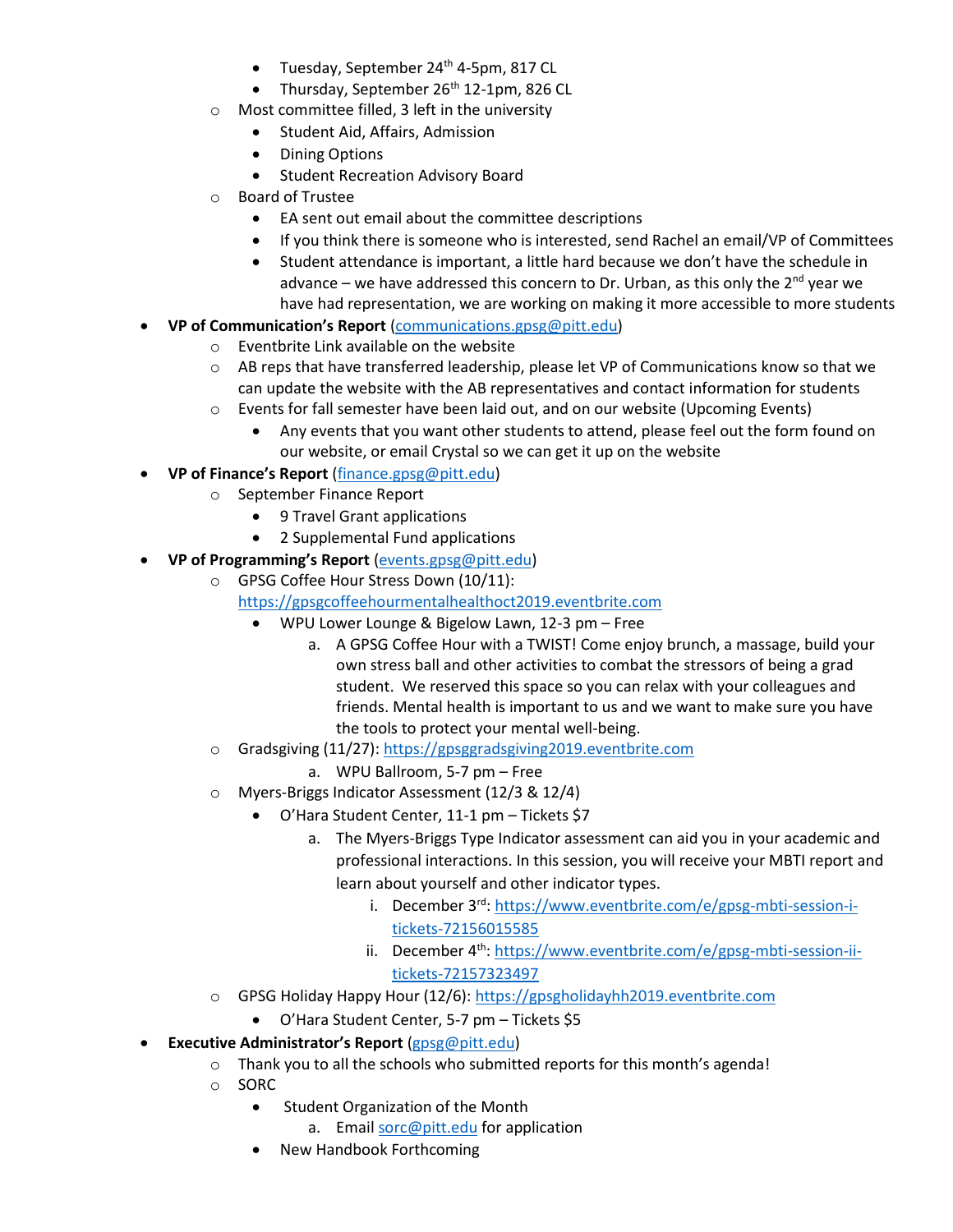- Tuesday, September 24th 4-5pm, 817 CL
        - Thursday, September 26th 12-1pm, 826 CL
    - Most committee filled, 3 left in the university
        - Student Aid, Affairs, Admission
        - Dining Options
        - Student Recreation Advisory Board
    - Board of Trustee
        - EA sent out email about the committee descriptions
        - If you think there is someone who is interested, send Rachel an email/VP of Committees
        - Student attendance is important, a little hard because we don't have the schedule in advance – we have addressed this concern to Dr. Urban, as this only the 2nd year we have had representation, we are working on making it more accessible to more students
- **VP of Communication's Report** (communications.gpsg@pitt.edu)
    - Eventbrite Link available on the website
    - AB reps that have transferred leadership, please let VP of Communications know so that we can update the website with the AB representatives and contact information for students
    - Events for fall semester have been laid out, and on our website (Upcoming Events)
        - Any events that you want other students to attend, please feel out the form found on our website, or email Crystal so we can get it up on the website
- **VP of Finance's Report** (finance.gpsg@pitt.edu)
    - September Finance Report
        - 9 Travel Grant applications
        - 2 Supplemental Fund applications
- **VP of Programming's Report** (events.gpsg@pitt.edu)
    - GPSG Coffee Hour Stress Down (10/11): https://gpsgcoffeehourmentalhealthoct2019.eventbrite.com
        - WPU Lower Lounge & Bigelow Lawn, 12-3 pm – Free
            a. A GPSG Coffee Hour with a TWIST! Come enjoy brunch, a massage, build your own stress ball and other activities to combat the stressors of being a grad student. We reserved this space so you can relax with your colleagues and friends. Mental health is important to us and we want to make sure you have the tools to protect your mental well-being.
    - Gradsgiving (11/27): https://gpsggradsgiving2019.eventbrite.com
            a. WPU Ballroom, 5-7 pm – Free
    - Myers-Briggs Indicator Assessment (12/3 & 12/4)
        - O'Hara Student Center, 11-1 pm – Tickets $7
            a. The Myers-Briggs Type Indicator assessment can aid you in your academic and professional interactions. In this session, you will receive your MBTI report and learn about yourself and other indicator types.
                i. December 3rd: https://www.eventbrite.com/e/gpsg-mbti-session-i-tickets-72156015585
                ii. December 4th: https://www.eventbrite.com/e/gpsg-mbti-session-ii-tickets-72157323497
    - GPSG Holiday Happy Hour (12/6): https://gpsgholidayhh2019.eventbrite.com
        - O'Hara Student Center, 5-7 pm – Tickets $5
- **Executive Administrator's Report** (gpsg@pitt.edu)
    - Thank you to all the schools who submitted reports for this month's agenda!
    - SORC
        - Student Organization of the Month
            a. Email sorc@pitt.edu for application
        - New Handbook Forthcoming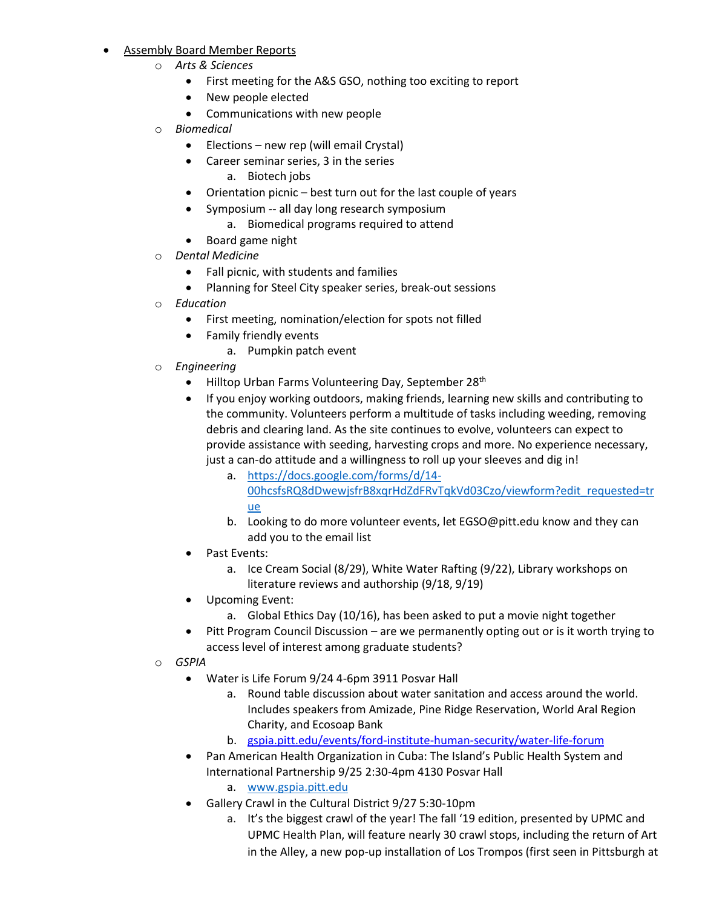- Assembly Board Member Reports
  - *Arts & Sciences*
    - First meeting for the A&S GSO, nothing too exciting to report
    - New people elected
    - Communications with new people
  - *Biomedical*
    - Elections – new rep (will email Crystal)
    - Career seminar series, 3 in the series
      1. Biotech jobs
    - Orientation picnic – best turn out for the last couple of years
    - Symposium -- all day long research symposium
      1. Biomedical programs required to attend
    - Board game night
  - *Dental Medicine*
    - Fall picnic, with students and families
    - Planning for Steel City speaker series, break-out sessions
  - *Education*
    - First meeting, nomination/election for spots not filled
    - Family friendly events
      1. Pumpkin patch event
  - *Engineering*
    - Hilltop Urban Farms Volunteering Day, September 28th
    - If you enjoy working outdoors, making friends, learning new skills and contributing to the community. Volunteers perform a multitude of tasks including weeding, removing debris and clearing land. As the site continues to evolve, volunteers can expect to provide assistance with seeding, harvesting crops and more. No experience necessary, just a can-do attitude and a willingness to roll up your sleeves and dig in!
      1. https://docs.google.com/forms/d/14-00hcsfsRQ8dDwewjsfrB8xqrHdZdFRvTqkVd03Czo/viewform?edit_requested=true
      2. Looking to do more volunteer events, let EGSO@pitt.edu know and they can add you to the email list
    - Past Events:
      1. Ice Cream Social (8/29), White Water Rafting (9/22), Library workshops on literature reviews and authorship (9/18, 9/19)
    - Upcoming Event:
      1. Global Ethics Day (10/16), has been asked to put a movie night together
    - Pitt Program Council Discussion – are we permanently opting out or is it worth trying to access level of interest among graduate students?
  - *GSPIA*
    - Water is Life Forum 9/24 4-6pm 3911 Posvar Hall
      1. Round table discussion about water sanitation and access around the world. Includes speakers from Amizade, Pine Ridge Reservation, World Aral Region Charity, and Ecosoap Bank
      2. gspia.pitt.edu/events/ford-institute-human-security/water-life-forum
    - Pan American Health Organization in Cuba: The Island's Public Health System and International Partnership 9/25 2:30-4pm 4130 Posvar Hall
      1. www.gspia.pitt.edu
    - Gallery Crawl in the Cultural District 9/27 5:30-10pm
      1. It's the biggest crawl of the year! The fall '19 edition, presented by UPMC and UPMC Health Plan, will feature nearly 30 crawl stops, including the return of Art in the Alley, a new pop-up installation of Los Trompos (first seen in Pittsburgh at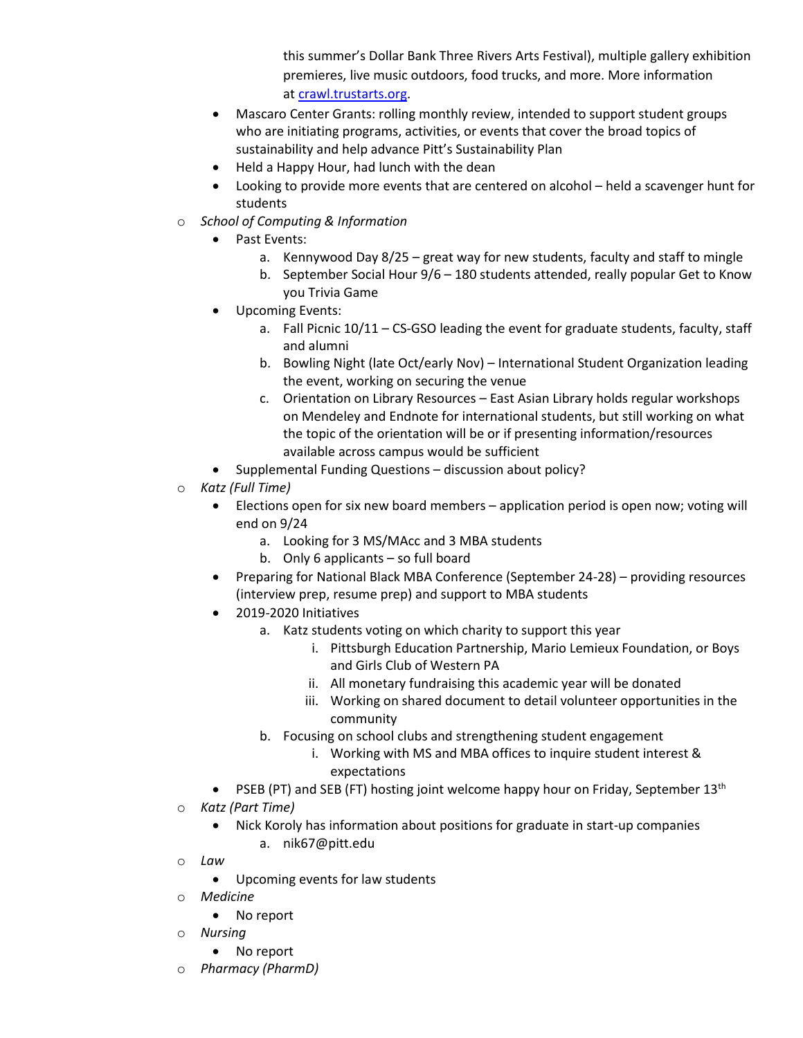this summer's Dollar Bank Three Rivers Arts Festival), multiple gallery exhibition premieres, live music outdoors, food trucks, and more. More information at [crawl.trustarts.org](crawl.trustarts.org).

- Mascaro Center Grants: rolling monthly review, intended to support student groups who are initiating programs, activities, or events that cover the broad topics of sustainability and help advance Pitt's Sustainability Plan
- Held a Happy Hour, had lunch with the dean
- Looking to provide more events that are centered on alcohol – held a scavenger hunt for students

- *School of Computing & Information*
  - Past Events:
    a. Kennywood Day 8/25 – great way for new students, faculty and staff to mingle
    b. September Social Hour 9/6 – 180 students attended, really popular Get to Know you Trivia Game
  - Upcoming Events:
    a. Fall Picnic 10/11 – CS-GSO leading the event for graduate students, faculty, staff and alumni
    b. Bowling Night (late Oct/early Nov) – International Student Organization leading the event, working on securing the venue
    c. Orientation on Library Resources – East Asian Library holds regular workshops on Mendeley and Endnote for international students, but still working on what the topic of the orientation will be or if presenting information/resources available across campus would be sufficient
  - Supplemental Funding Questions – discussion about policy?
- *Katz (Full Time)*
  - Elections open for six new board members – application period is open now; voting will end on 9/24
    a. Looking for 3 MS/MAcc and 3 MBA students
    b. Only 6 applicants – so full board
  - Preparing for National Black MBA Conference (September 24-28) – providing resources (interview prep, resume prep) and support to MBA students
  - 2019-2020 Initiatives
    a. Katz students voting on which charity to support this year
       i. Pittsburgh Education Partnership, Mario Lemieux Foundation, or Boys and Girls Club of Western PA
       ii. All monetary fundraising this academic year will be donated
       iii. Working on shared document to detail volunteer opportunities in the community
    b. Focusing on school clubs and strengthening student engagement
       i. Working with MS and MBA offices to inquire student interest & expectations
  - PSEB (PT) and SEB (FT) hosting joint welcome happy hour on Friday, September 13th
- *Katz (Part Time)*
  - Nick Koroly has information about positions for graduate in start-up companies
    a. nik67@pitt.edu
- *Law*
  - Upcoming events for law students
- *Medicine*
  - No report
- *Nursing*
  - No report
- *Pharmacy (PharmD)*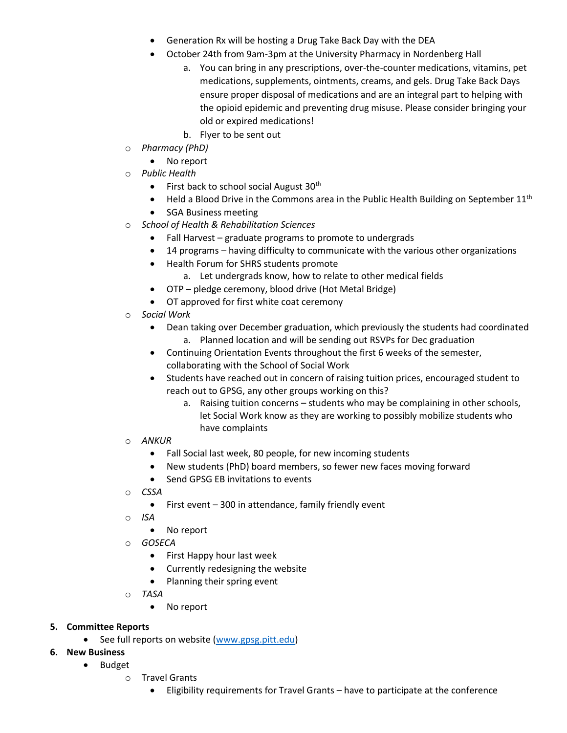- Generation Rx will be hosting a Drug Take Back Day with the DEA
    - October 24th from 9am-3pm at the University Pharmacy in Nordenberg Hall
      a. You can bring in any prescriptions, over-the-counter medications, vitamins, pet medications, supplements, ointments, creams, and gels. Drug Take Back Days ensure proper disposal of medications and are an integral part to helping with the opioid epidemic and preventing drug misuse. Please consider bringing your old or expired medications!
      b. Flyer to be sent out
  - *Pharmacy (PhD)*
    - No report
  - *Public Health*
    - First back to school social August 30th
    - Held a Blood Drive in the Commons area in the Public Health Building on September 11th
    - SGA Business meeting
  - *School of Health & Rehabilitation Sciences*
    - Fall Harvest – graduate programs to promote to undergrads
    - 14 programs – having difficulty to communicate with the various other organizations
    - Health Forum for SHRS students promote
      a. Let undergrads know, how to relate to other medical fields
    - OTP – pledge ceremony, blood drive (Hot Metal Bridge)
    - OT approved for first white coat ceremony
  - *Social Work*
    - Dean taking over December graduation, which previously the students had coordinated
      a. Planned location and will be sending out RSVPs for Dec graduation
    - Continuing Orientation Events throughout the first 6 weeks of the semester, collaborating with the School of Social Work
    - Students have reached out in concern of raising tuition prices, encouraged student to reach out to GPSG, any other groups working on this?
      a. Raising tuition concerns – students who may be complaining in other schools, let Social Work know as they are working to possibly mobilize students who have complaints
  - *ANKUR*
    - Fall Social last week, 80 people, for new incoming students
    - New students (PhD) board members, so fewer new faces moving forward
    - Send GPSG EB invitations to events
  - *CSSA*
    - First event – 300 in attendance, family friendly event
  - *ISA*
    - No report
  - *GOSECA*
    - First Happy hour last week
    - Currently redesigning the website
    - Planning their spring event
  - *TASA*
    - No report

5. **Committee Reports**
   - See full reports on website (www.gpsg.pitt.edu)
6. **New Business**
   - Budget
     - Travel Grants
       - Eligibility requirements for Travel Grants – have to participate at the conference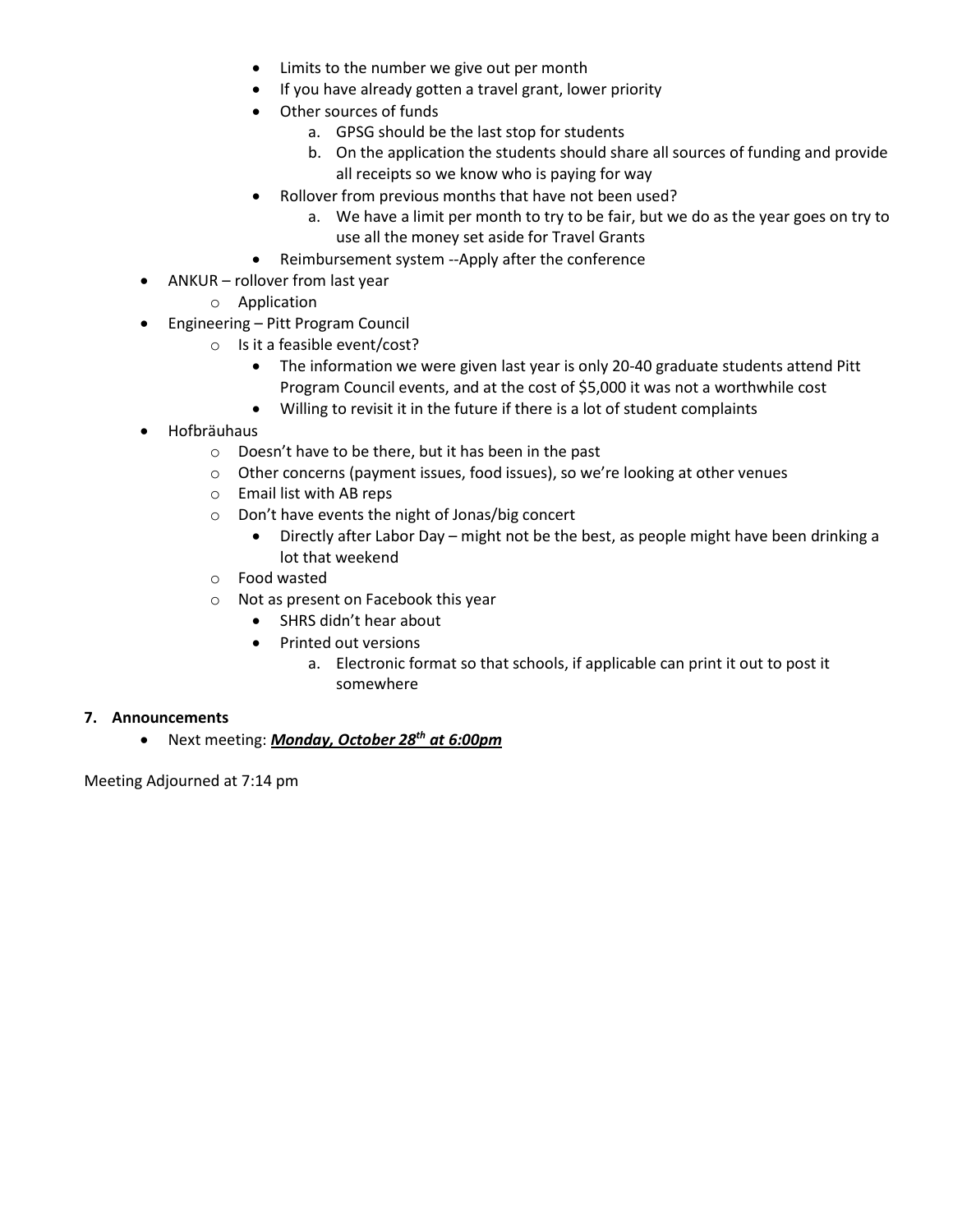- Limits to the number we give out per month
- If you have already gotten a travel grant, lower priority
- Other sources of funds
  a. GPSG should be the last stop for students
  b. On the application the students should share all sources of funding and provide all receipts so we know who is paying for way
- Rollover from previous months that have not been used?
  a. We have a limit per month to try to be fair, but we do as the year goes on try to use all the money set aside for Travel Grants
- Reimbursement system --Apply after the conference

- ANKUR – rollover from last year
  - Application
- Engineering – Pitt Program Council
  - Is it a feasible event/cost?
    - The information we were given last year is only 20-40 graduate students attend Pitt Program Council events, and at the cost of $5,000 it was not a worthwhile cost
    - Willing to revisit it in the future if there is a lot of student complaints
- Hofbräuhaus
  - Doesn't have to be there, but it has been in the past
  - Other concerns (payment issues, food issues), so we're looking at other venues
  - Email list with AB reps
  - Don't have events the night of Jonas/big concert
    - Directly after Labor Day – might not be the best, as people might have been drinking a lot that weekend
  - Food wasted
  - Not as present on Facebook this year
    - SHRS didn't hear about
    - Printed out versions
      a. Electronic format so that schools, if applicable can print it out to post it somewhere

**7. Announcements**

- Next meeting: ***<u>Monday, October 28th at 6:00pm</u>***

Meeting Adjourned at 7:14 pm